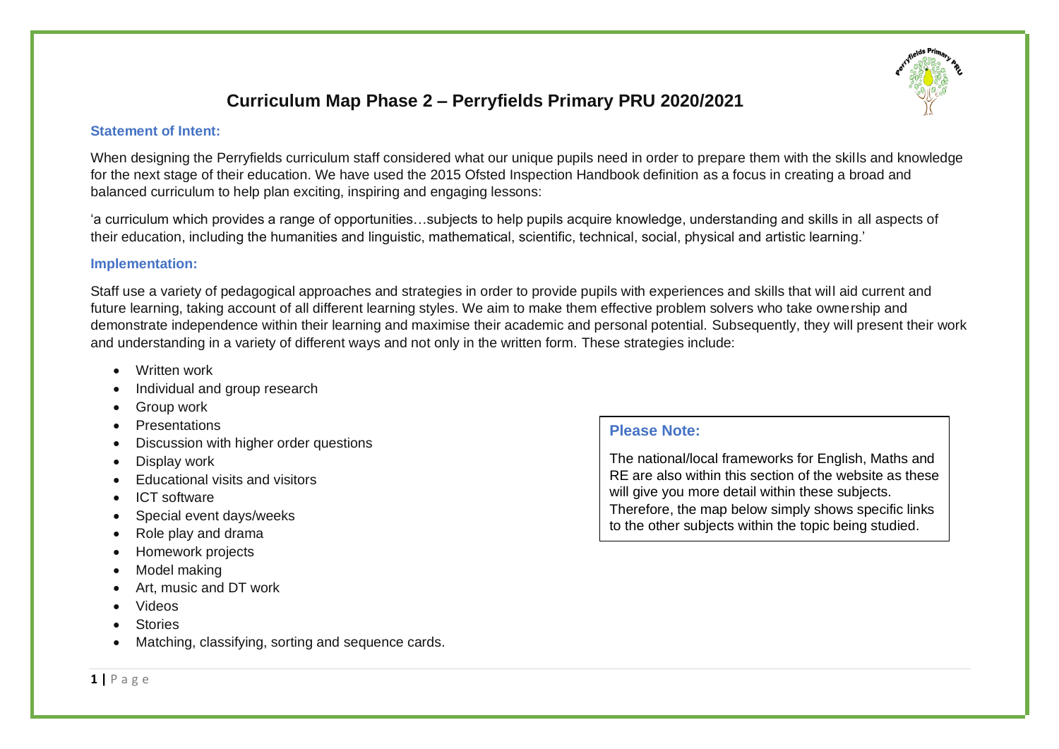# Curriculum Map Phase 2 – Perryfields Primary PRU 2020/2021

### Statement of Intent:

When designing the Perryfields curriculum staff considered what our unique pupils need in order to prepare them with the skills and knowledge for the next stage of their education. We have used the 2015 Ofsted Inspection Handbook definition as a focus in creating a broad and balanced curriculum to help plan exciting, inspiring and engaging lessons:

'a curriculum which provides a range of opportunities…subjects to help pupils acquire knowledge, understanding and skills in all aspects of their education, including the humanities and linguistic, mathematical, scientific, technical, social, physical and artistic learning.'

### Implementation:

Staff use a variety of pedagogical approaches and strategies in order to provide pupils with experiences and skills that will aid current and future learning, taking account of all different learning styles. We aim to make them effective problem solvers who take ownership and demonstrate independence within their learning and maximise their academic and personal potential. Subsequently, they will present their work and understanding in a variety of different ways and not only in the written form. These strategies include:

- Written work
- Individual and group research
- Group work
- Presentations
- Discussion with higher order questions
- Display work
- Educational visits and visitors
- ICT software
- Special event days/weeks
- Role play and drama
- Homework projects
- Model making
- Art, music and DT work
- Videos
- Stories
- Matching, classifying, sorting and sequence cards.

### Please Note:

The national/local frameworks for English, Maths and RE are also within this section of the website as these will give you more detail within these subjects. Therefore, the map below simply shows specific links to the other subjects within the topic being studied.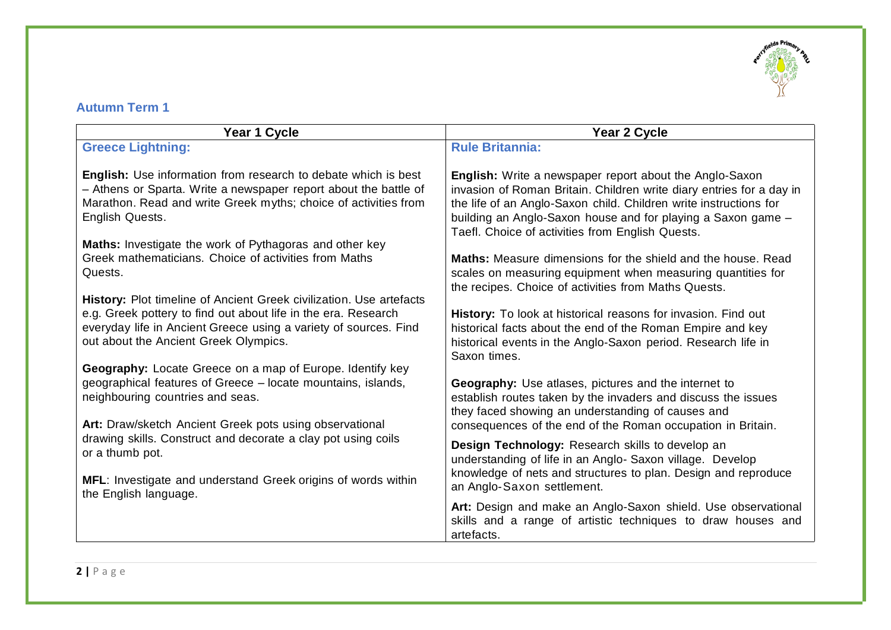## Autumn Term 1

| Year 1 Cycle | Year 2 Cycle |
| --- | --- |
| **Greece Lightning:**<br><br>**English:** Use information from research to debate which is best – Athens or Sparta. Write a newspaper report about the battle of Marathon. Read and write Greek myths; choice of activities from English Quests.<br><br>**Maths:** Investigate the work of Pythagoras and other key Greek mathematicians. Choice of activities from Maths Quests.<br><br>**History:** Plot timeline of Ancient Greek civilization. Use artefacts e.g. Greek pottery to find out about life in the era. Research everyday life in Ancient Greece using a variety of sources. Find out about the Ancient Greek Olympics.<br><br>**Geography:** Locate Greece on a map of Europe. Identify key geographical features of Greece – locate mountains, islands, neighbouring countries and seas.<br><br>**Art:** Draw/sketch Ancient Greek pots using observational drawing skills. Construct and decorate a clay pot using coils or a thumb pot.<br><br>**MFL**: Investigate and understand Greek origins of words within the English language. | **Rule Britannia:**<br><br>**English:** Write a newspaper report about the Anglo-Saxon invasion of Roman Britain. Children write diary entries for a day in the life of an Anglo-Saxon child. Children write instructions for building an Anglo-Saxon house and for playing a Saxon game – Taefl. Choice of activities from English Quests.<br><br>**Maths:** Measure dimensions for the shield and the house. Read scales on measuring equipment when measuring quantities for the recipes. Choice of activities from Maths Quests.<br><br>**History:** To look at historical reasons for invasion. Find out historical facts about the end of the Roman Empire and key historical events in the Anglo-Saxon period. Research life in Saxon times.<br><br>**Geography:** Use atlases, pictures and the internet to establish routes taken by the invaders and discuss the issues they faced showing an understanding of causes and consequences of the end of the Roman occupation in Britain.<br><br>**Design Technology:** Research skills to develop an understanding of life in an Anglo- Saxon village. Develop knowledge of nets and structures to plan. Design and reproduce an Anglo-Saxon settlement.<br><br>**Art:** Design and make an Anglo-Saxon shield. Use observational skills and a range of artistic techniques to draw houses and artefacts. |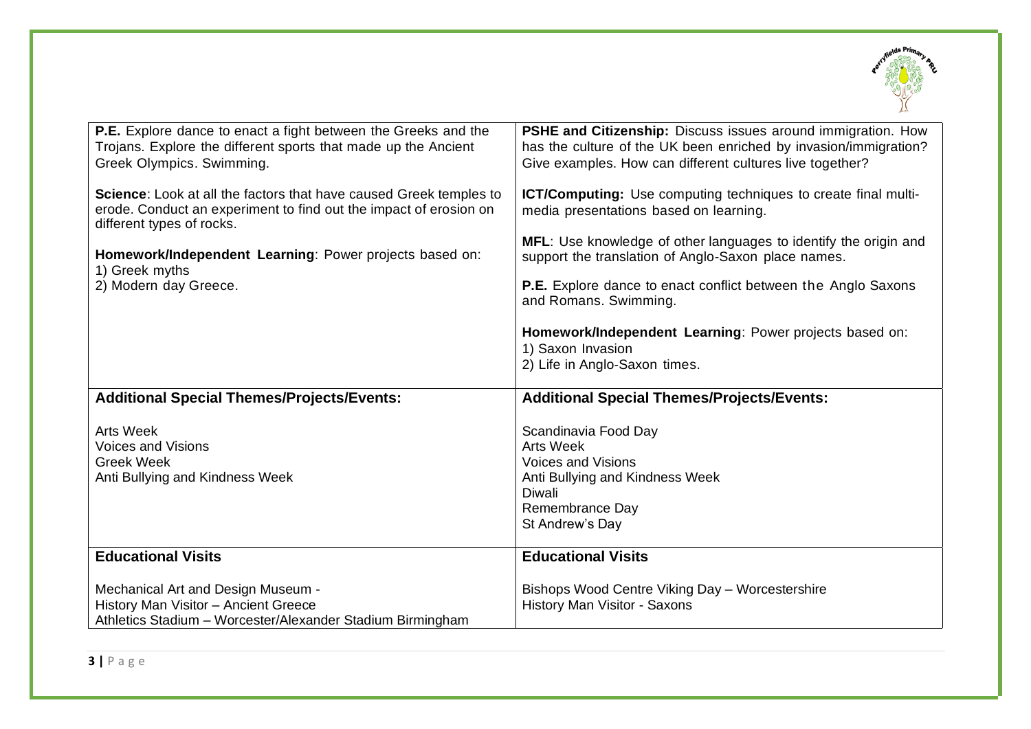| | |
|---|---|
| **P.E.** Explore dance to enact a fight between the Greeks and the Trojans. Explore the different sports that made up the Ancient Greek Olympics. Swimming.<br><br>**Science**: Look at all the factors that have caused Greek temples to erode. Conduct an experiment to find out the impact of erosion on different types of rocks.<br><br>**Homework/Independent Learning**: Power projects based on:<br>1) Greek myths<br>2) Modern day Greece. | **PSHE and Citizenship:** Discuss issues around immigration. How has the culture of the UK been enriched by invasion/immigration? Give examples. How can different cultures live together?<br><br>**ICT/Computing:** Use computing techniques to create final multi-media presentations based on learning.<br><br>**MFL**: Use knowledge of other languages to identify the origin and support the translation of Anglo-Saxon place names.<br><br>**P.E.** Explore dance to enact conflict between the Anglo Saxons and Romans. Swimming.<br><br>**Homework/Independent Learning**: Power projects based on:<br>1) Saxon Invasion<br>2) Life in Anglo-Saxon times. |
| **Additional Special Themes/Projects/Events:**<br><br>Arts Week<br>Voices and Visions<br>Greek Week<br>Anti Bullying and Kindness Week | **Additional Special Themes/Projects/Events:**<br><br>Scandinavia Food Day<br>Arts Week<br>Voices and Visions<br>Anti Bullying and Kindness Week<br>Diwali<br>Remembrance Day<br>St Andrew's Day |
| **Educational Visits**<br><br>Mechanical Art and Design Museum -<br>History Man Visitor – Ancient Greece<br>Athletics Stadium – Worcester/Alexander Stadium Birmingham | **Educational Visits**<br><br>Bishops Wood Centre Viking Day – Worcestershire<br>History Man Visitor - Saxons |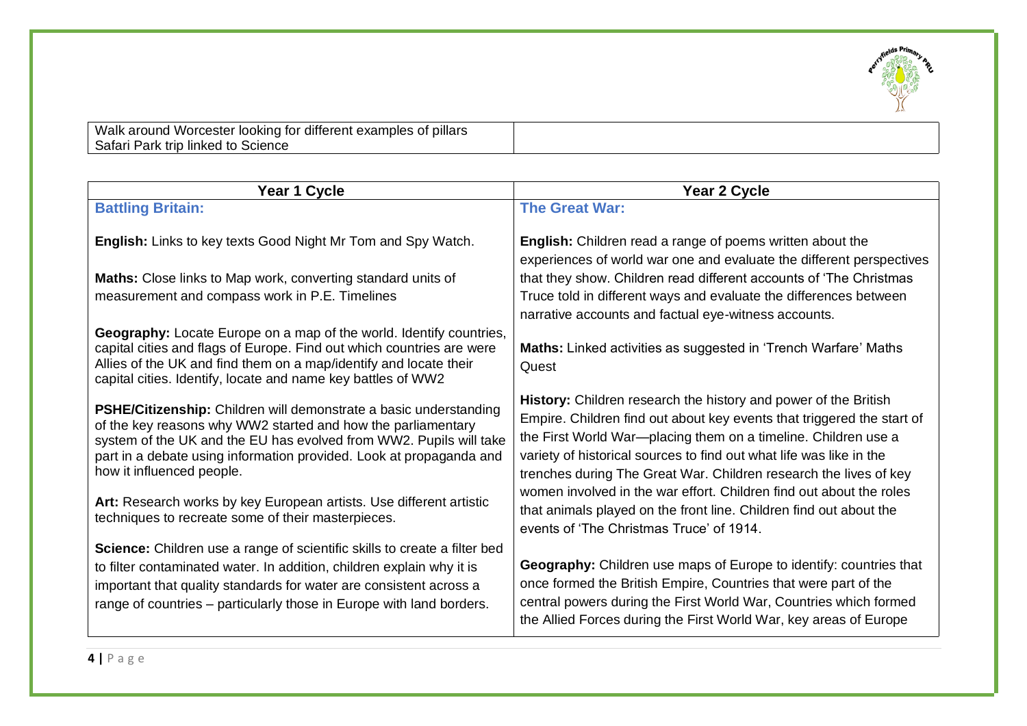| Walk around Worcester looking for different examples of pillars<br>Safari Park trip linked to Science | |
| --- | --- |

| Year 1 Cycle | Year 2 Cycle |
| --- | --- |
| **Battling Britain:**<br><br>**English:** Links to key texts Good Night Mr Tom and Spy Watch.<br><br>**Maths:** Close links to Map work, converting standard units of measurement and compass work in P.E. Timelines<br><br>**Geography:** Locate Europe on a map of the world. Identify countries, capital cities and flags of Europe. Find out which countries are were Allies of the UK and find them on a map/identify and locate their capital cities. Identify, locate and name key battles of WW2<br><br>**PSHE/Citizenship:** Children will demonstrate a basic understanding of the key reasons why WW2 started and how the parliamentary system of the UK and the EU has evolved from WW2. Pupils will take part in a debate using information provided. Look at propaganda and how it influenced people.<br><br>**Art:** Research works by key European artists. Use different artistic techniques to recreate some of their masterpieces.<br><br>**Science:** Children use a range of scientific skills to create a filter bed to filter contaminated water. In addition, children explain why it is important that quality standards for water are consistent across a range of countries – particularly those in Europe with land borders. | **The Great War:**<br><br>**English:** Children read a range of poems written about the experiences of world war one and evaluate the different perspectives that they show. Children read different accounts of 'The Christmas Truce told in different ways and evaluate the differences between narrative accounts and factual eye-witness accounts.<br><br>**Maths:** Linked activities as suggested in 'Trench Warfare' Maths Quest<br><br>**History:** Children research the history and power of the British Empire. Children find out about key events that triggered the start of the First World War—placing them on a timeline. Children use a variety of historical sources to find out what life was like in the trenches during The Great War. Children research the lives of key women involved in the war effort. Children find out about the roles that animals played on the front line. Children find out about the events of 'The Christmas Truce' of 1914.<br><br>**Geography:** Children use maps of Europe to identify: countries that once formed the British Empire, Countries that were part of the central powers during the First World War, Countries which formed the Allied Forces during the First World War, key areas of Europe |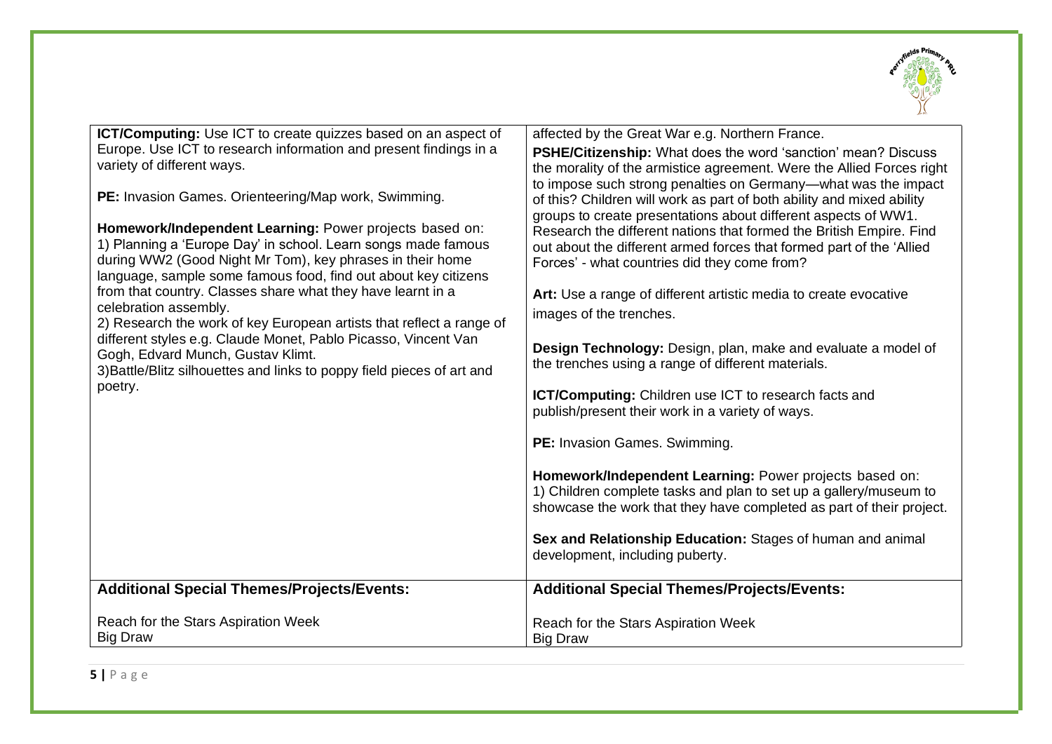| | |
|---|---|
| **ICT/Computing:** Use ICT to create quizzes based on an aspect of Europe. Use ICT to research information and present findings in a variety of different ways.<br><br>**PE:** Invasion Games. Orienteering/Map work, Swimming.<br><br>**Homework/Independent Learning:** Power projects based on:<br>1) Planning a 'Europe Day' in school. Learn songs made famous during WW2 (Good Night Mr Tom), key phrases in their home language, sample some famous food, find out about key citizens from that country. Classes share what they have learnt in a celebration assembly.<br>2) Research the work of key European artists that reflect a range of different styles e.g. Claude Monet, Pablo Picasso, Vincent Van Gogh, Edvard Munch, Gustav Klimt.<br>3)Battle/Blitz silhouettes and links to poppy field pieces of art and poetry. | affected by the Great War e.g. Northern France.<br>**PSHE/Citizenship:** What does the word 'sanction' mean? Discuss the morality of the armistice agreement. Were the Allied Forces right to impose such strong penalties on Germany—what was the impact of this? Children will work as part of both ability and mixed ability groups to create presentations about different aspects of WW1. Research the different nations that formed the British Empire. Find out about the different armed forces that formed part of the 'Allied Forces' - what countries did they come from?<br><br>**Art:** Use a range of different artistic media to create evocative images of the trenches.<br><br>**Design Technology:** Design, plan, make and evaluate a model of the trenches using a range of different materials.<br><br>**ICT/Computing:** Children use ICT to research facts and publish/present their work in a variety of ways.<br><br>**PE:** Invasion Games. Swimming.<br><br>**Homework/Independent Learning:** Power projects based on:<br>1) Children complete tasks and plan to set up a gallery/museum to showcase the work that they have completed as part of their project.<br><br>**Sex and Relationship Education:** Stages of human and animal development, including puberty. |
| **Additional Special Themes/Projects/Events:**<br><br>Reach for the Stars Aspiration Week<br>Big Draw | **Additional Special Themes/Projects/Events:**<br><br>Reach for the Stars Aspiration Week<br>Big Draw |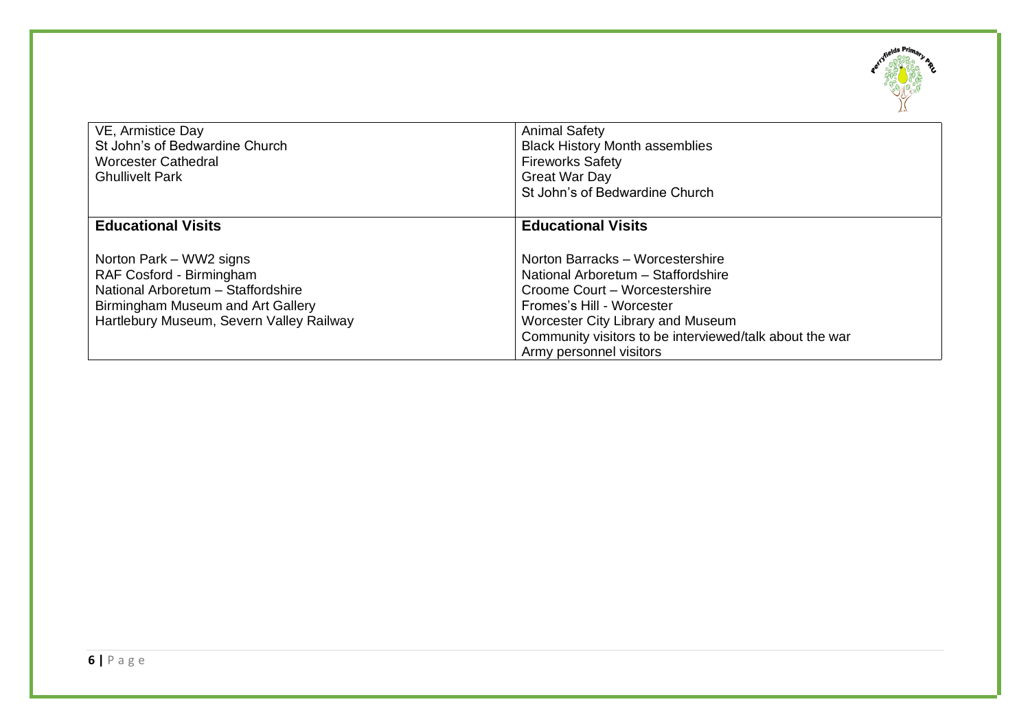| VE, Armistice Day<br>St John's of Bedwardine Church<br>Worcester Cathedral<br>Ghullivelt Park | Animal Safety<br>Black History Month assemblies<br>Fireworks Safety<br>Great War Day<br>St John's of Bedwardine Church |
|---|---|
| **Educational Visits** | **Educational Visits** |
| Norton Park – WW2 signs<br>RAF Cosford - Birmingham<br>National Arboretum – Staffordshire<br>Birmingham Museum and Art Gallery<br>Hartlebury Museum, Severn Valley Railway | Norton Barracks – Worcestershire<br>National Arboretum – Staffordshire<br>Croome Court – Worcestershire<br>Fromes's Hill - Worcester<br>Worcester City Library and Museum<br>Community visitors to be interviewed/talk about the war<br>Army personnel visitors |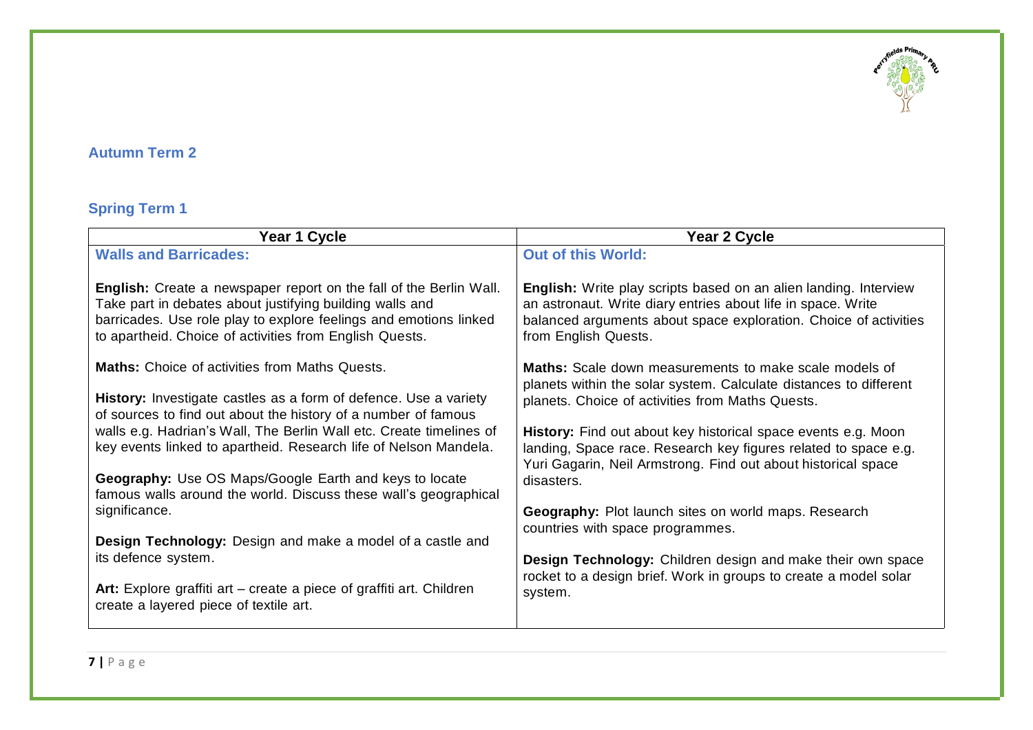## Autumn Term 2

## Spring Term 1

| Year 1 Cycle | Year 2 Cycle |
|---|---|
| **Walls and Barricades:**<br><br>**English:** Create a newspaper report on the fall of the Berlin Wall. Take part in debates about justifying building walls and barricades. Use role play to explore feelings and emotions linked to apartheid. Choice of activities from English Quests.<br><br>**Maths:** Choice of activities from Maths Quests.<br><br>**History:** Investigate castles as a form of defence. Use a variety of sources to find out about the history of a number of famous walls e.g. Hadrian's Wall, The Berlin Wall etc. Create timelines of key events linked to apartheid. Research life of Nelson Mandela.<br><br>**Geography:** Use OS Maps/Google Earth and keys to locate famous walls around the world. Discuss these wall's geographical significance.<br><br>**Design Technology:** Design and make a model of a castle and its defence system.<br><br>**Art:** Explore graffiti art – create a piece of graffiti art. Children create a layered piece of textile art. | **Out of this World:**<br><br>**English:** Write play scripts based on an alien landing. Interview an astronaut. Write diary entries about life in space. Write balanced arguments about space exploration. Choice of activities from English Quests.<br><br>**Maths:** Scale down measurements to make scale models of planets within the solar system. Calculate distances to different planets. Choice of activities from Maths Quests.<br><br>**History:** Find out about key historical space events e.g. Moon landing, Space race. Research key figures related to space e.g. Yuri Gagarin, Neil Armstrong. Find out about historical space disasters.<br><br>**Geography:** Plot launch sites on world maps. Research countries with space programmes.<br><br>**Design Technology:** Children design and make their own space rocket to a design brief. Work in groups to create a model solar system. |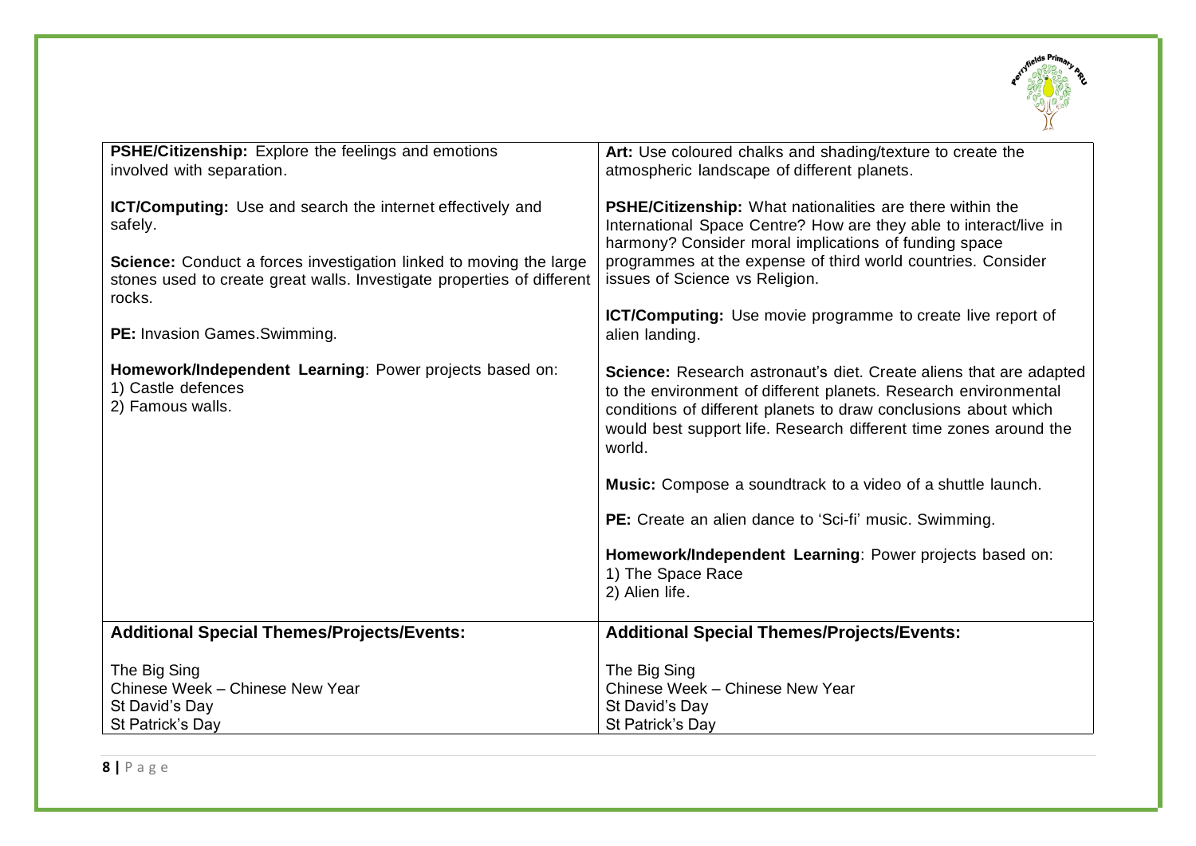| | |
|---|---|
| **PSHE/Citizenship:** Explore the feelings and emotions involved with separation.<br><br>**ICT/Computing:** Use and search the internet effectively and safely.<br><br>**Science:** Conduct a forces investigation linked to moving the large stones used to create great walls. Investigate properties of different rocks.<br><br>**PE:** Invasion Games.Swimming.<br><br>**Homework/Independent Learning**: Power projects based on:<br>1) Castle defences<br>2) Famous walls. | **Art:** Use coloured chalks and shading/texture to create the atmospheric landscape of different planets.<br><br>**PSHE/Citizenship:** What nationalities are there within the International Space Centre? How are they able to interact/live in harmony? Consider moral implications of funding space programmes at the expense of third world countries. Consider issues of Science vs Religion.<br><br>**ICT/Computing:** Use movie programme to create live report of alien landing.<br><br>**Science:** Research astronaut's diet. Create aliens that are adapted to the environment of different planets. Research environmental conditions of different planets to draw conclusions about which would best support life. Research different time zones around the world.<br><br>**Music:** Compose a soundtrack to a video of a shuttle launch.<br><br>**PE:** Create an alien dance to 'Sci-fi' music. Swimming.<br><br>**Homework/Independent Learning**: Power projects based on:<br>1) The Space Race<br>2) Alien life. |
| **Additional Special Themes/Projects/Events:**<br><br>The Big Sing<br>Chinese Week – Chinese New Year<br>St David's Day<br>St Patrick's Day | **Additional Special Themes/Projects/Events:**<br><br>The Big Sing<br>Chinese Week – Chinese New Year<br>St David's Day<br>St Patrick's Day |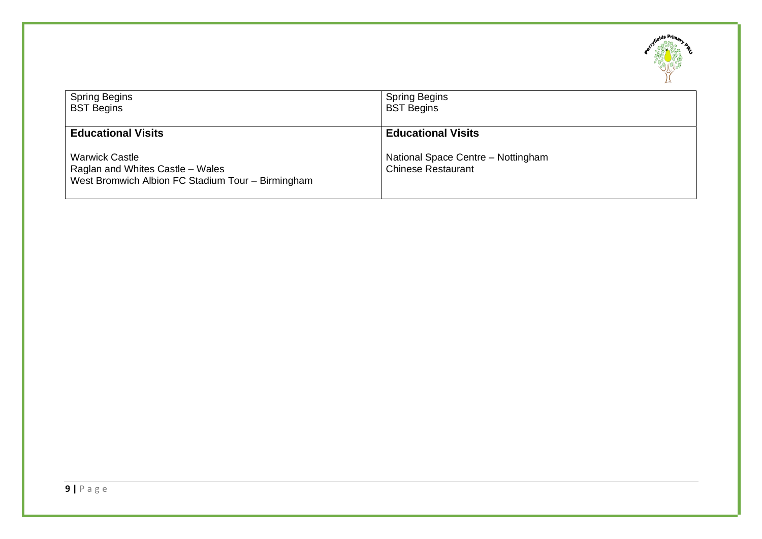| Spring Begins<br>BST Begins | Spring Begins<br>BST Begins |
|---|---|
| **Educational Visits**<br><br>Warwick Castle<br>Raglan and Whites Castle – Wales<br>West Bromwich Albion FC Stadium Tour – Birmingham | **Educational Visits**<br><br>National Space Centre – Nottingham<br>Chinese Restaurant |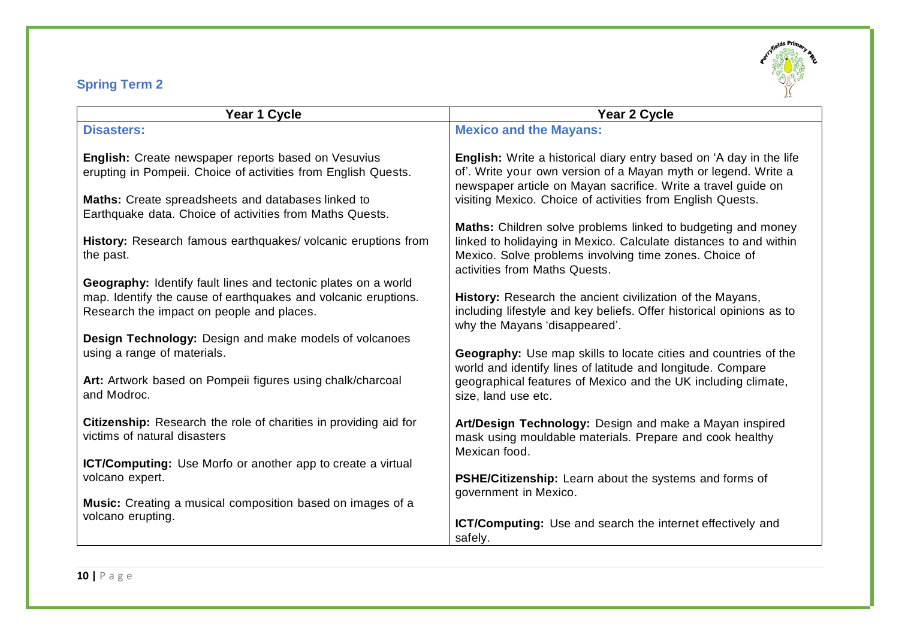## Spring Term 2

| Year 1 Cycle | Year 2 Cycle |
| --- | --- |
| **Disasters:**<br><br>**English:** Create newspaper reports based on Vesuvius erupting in Pompeii. Choice of activities from English Quests.<br><br>**Maths:** Create spreadsheets and databases linked to Earthquake data. Choice of activities from Maths Quests.<br><br>**History:** Research famous earthquakes/ volcanic eruptions from the past.<br><br>**Geography:** Identify fault lines and tectonic plates on a world map. Identify the cause of earthquakes and volcanic eruptions. Research the impact on people and places.<br><br>**Design Technology:** Design and make models of volcanoes using a range of materials.<br><br>**Art:** Artwork based on Pompeii figures using chalk/charcoal and Modroc.<br><br>**Citizenship:** Research the role of charities in providing aid for victims of natural disasters<br><br>**ICT/Computing:** Use Morfo or another app to create a virtual volcano expert.<br><br>**Music:** Creating a musical composition based on images of a volcano erupting. | **Mexico and the Mayans:**<br><br>**English:** Write a historical diary entry based on 'A day in the life of'. Write your own version of a Mayan myth or legend. Write a newspaper article on Mayan sacrifice. Write a travel guide on visiting Mexico. Choice of activities from English Quests.<br><br>**Maths:** Children solve problems linked to budgeting and money linked to holidaying in Mexico. Calculate distances to and within Mexico. Solve problems involving time zones. Choice of activities from Maths Quests.<br><br>**History:** Research the ancient civilization of the Mayans, including lifestyle and key beliefs. Offer historical opinions as to why the Mayans 'disappeared'.<br><br>**Geography:** Use map skills to locate cities and countries of the world and identify lines of latitude and longitude. Compare geographical features of Mexico and the UK including climate, size, land use etc.<br><br>**Art/Design Technology:** Design and make a Mayan inspired mask using mouldable materials. Prepare and cook healthy Mexican food.<br><br>**PSHE/Citizenship:** Learn about the systems and forms of government in Mexico.<br><br>**ICT/Computing:** Use and search the internet effectively and safely. |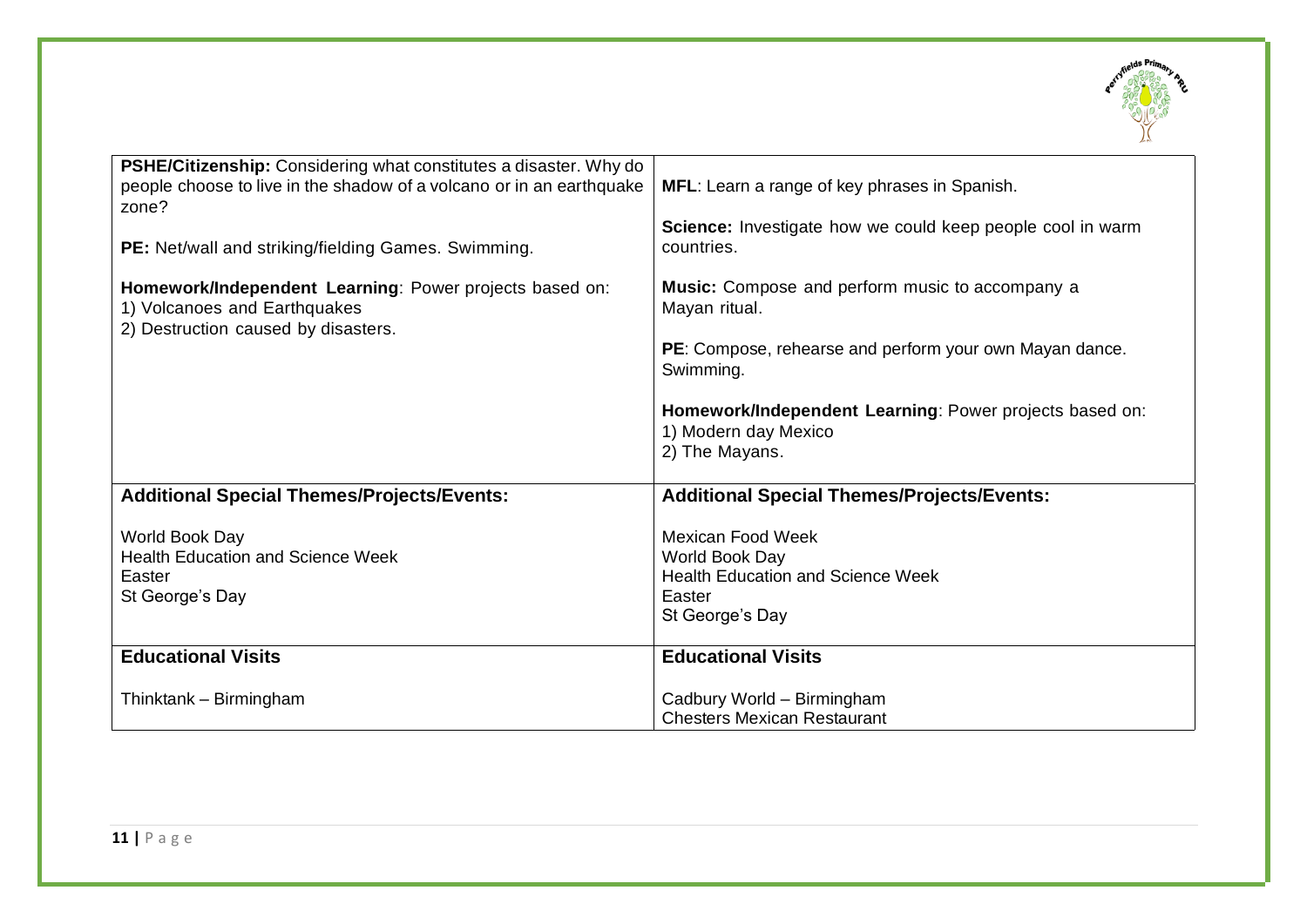| | |
|---|---|
| **PSHE/Citizenship:** Considering what constitutes a disaster. Why do people choose to live in the shadow of a volcano or in an earthquake zone?<br><br>**PE:** Net/wall and striking/fielding Games. Swimming.<br><br>**Homework/Independent Learning**: Power projects based on:<br>1) Volcanoes and Earthquakes<br>2) Destruction caused by disasters. | **MFL**: Learn a range of key phrases in Spanish.<br><br>**Science:** Investigate how we could keep people cool in warm countries.<br><br>**Music:** Compose and perform music to accompany a Mayan ritual.<br><br>**PE**: Compose, rehearse and perform your own Mayan dance. Swimming.<br><br>**Homework/Independent Learning**: Power projects based on:<br>1) Modern day Mexico<br>2) The Mayans. |
| **Additional Special Themes/Projects/Events:**<br><br>World Book Day<br>Health Education and Science Week<br>Easter<br>St George's Day | **Additional Special Themes/Projects/Events:**<br><br>Mexican Food Week<br>World Book Day<br>Health Education and Science Week<br>Easter<br>St George's Day |
| **Educational Visits**<br><br>Thinktank – Birmingham | **Educational Visits**<br><br>Cadbury World – Birmingham<br>Chesters Mexican Restaurant |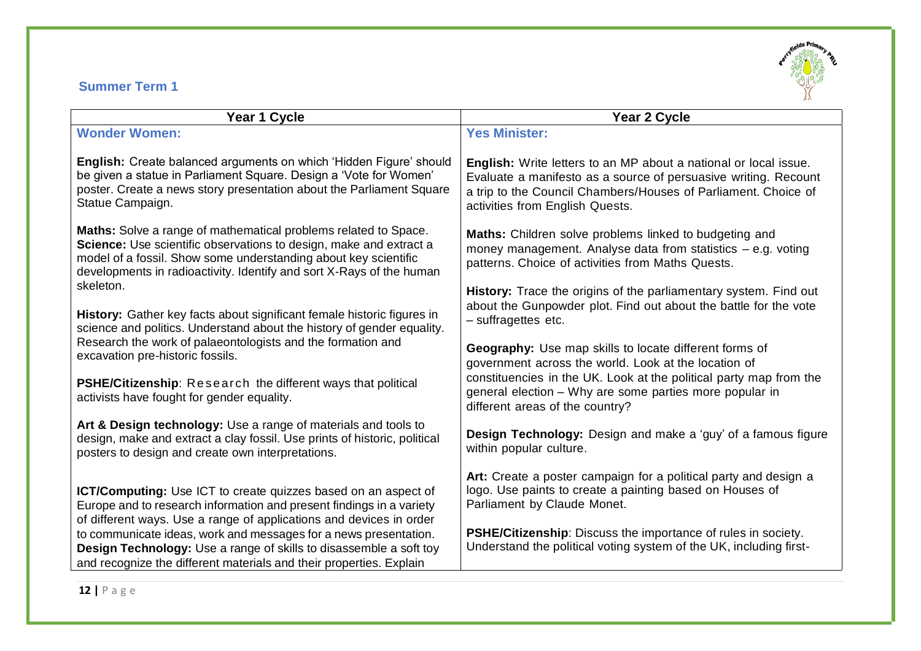## Summer Term 1

| Year 1 Cycle | Year 2 Cycle |
|---|---|
| **Wonder Women:** | **Yes Minister:** |
| **English:** Create balanced arguments on which 'Hidden Figure' should be given a statue in Parliament Square. Design a 'Vote for Women' poster. Create a news story presentation about the Parliament Square Statue Campaign.<br><br>**Maths:** Solve a range of mathematical problems related to Space.<br>**Science:** Use scientific observations to design, make and extract a model of a fossil. Show some understanding about key scientific developments in radioactivity. Identify and sort X-Rays of the human skeleton.<br><br>**History:** Gather key facts about significant female historic figures in science and politics. Understand about the history of gender equality. Research the work of palaeontologists and the formation and excavation pre-historic fossils.<br><br>**PSHE/Citizenship**: Research the different ways that political activists have fought for gender equality.<br><br>**Art & Design technology:** Use a range of materials and tools to design, make and extract a clay fossil. Use prints of historic, political posters to design and create own interpretations.<br><br>**ICT/Computing:** Use ICT to create quizzes based on an aspect of Europe and to research information and present findings in a variety of different ways. Use a range of applications and devices in order to communicate ideas, work and messages for a news presentation.<br>**Design Technology:** Use a range of skills to disassemble a soft toy and recognize the different materials and their properties. Explain | **English:** Write letters to an MP about a national or local issue. Evaluate a manifesto as a source of persuasive writing. Recount a trip to the Council Chambers/Houses of Parliament. Choice of activities from English Quests.<br><br>**Maths:** Children solve problems linked to budgeting and money management. Analyse data from statistics – e.g. voting patterns. Choice of activities from Maths Quests.<br><br>**History:** Trace the origins of the parliamentary system. Find out about the Gunpowder plot. Find out about the battle for the vote – suffragettes etc.<br><br>**Geography:** Use map skills to locate different forms of government across the world. Look at the location of constituencies in the UK. Look at the political party map from the general election – Why are some parties more popular in different areas of the country?<br><br>**Design Technology:** Design and make a 'guy' of a famous figure within popular culture.<br><br>**Art:** Create a poster campaign for a political party and design a logo. Use paints to create a painting based on Houses of Parliament by Claude Monet.<br><br>**PSHE/Citizenship**: Discuss the importance of rules in society. Understand the political voting system of the UK, including first- |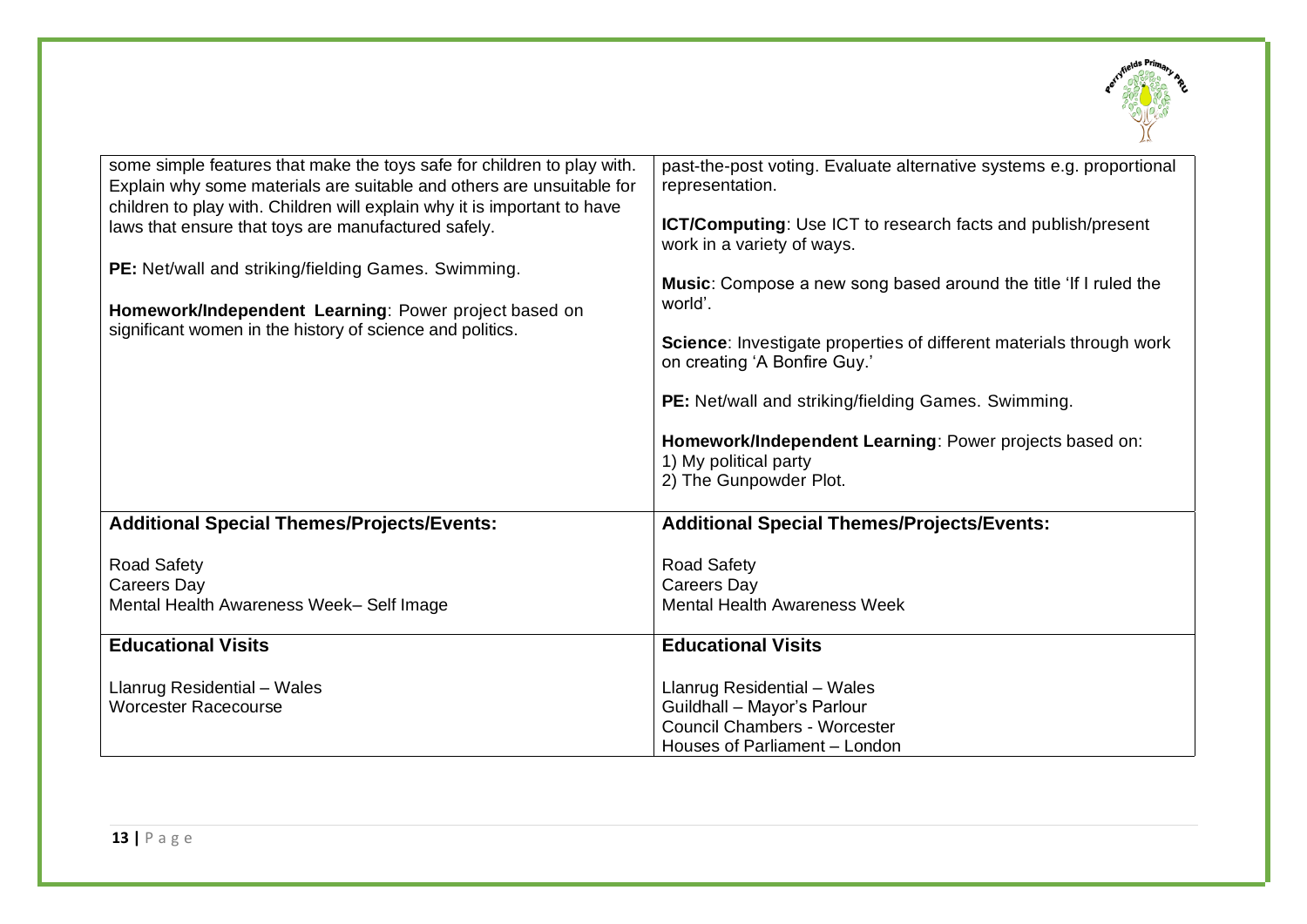| | |
|---|---|
| some simple features that make the toys safe for children to play with. Explain why some materials are suitable and others are unsuitable for children to play with. Children will explain why it is important to have laws that ensure that toys are manufactured safely.<br><br>**PE:** Net/wall and striking/fielding Games. Swimming.<br><br>**Homework/Independent Learning**: Power project based on significant women in the history of science and politics. | past-the-post voting. Evaluate alternative systems e.g. proportional representation.<br><br>**ICT/Computing**: Use ICT to research facts and publish/present work in a variety of ways.<br><br>**Music**: Compose a new song based around the title 'If I ruled the world'.<br><br>**Science**: Investigate properties of different materials through work on creating 'A Bonfire Guy.'<br><br>**PE:** Net/wall and striking/fielding Games. Swimming.<br><br>**Homework/Independent Learning**: Power projects based on:<br>1) My political party<br>2) The Gunpowder Plot. |
| **Additional Special Themes/Projects/Events:**<br><br>Road Safety<br>Careers Day<br>Mental Health Awareness Week– Self Image | **Additional Special Themes/Projects/Events:**<br><br>Road Safety<br>Careers Day<br>Mental Health Awareness Week |
| **Educational Visits**<br><br>Llanrug Residential – Wales<br>Worcester Racecourse | **Educational Visits**<br><br>Llanrug Residential – Wales<br>Guildhall – Mayor's Parlour<br>Council Chambers - Worcester<br>Houses of Parliament – London |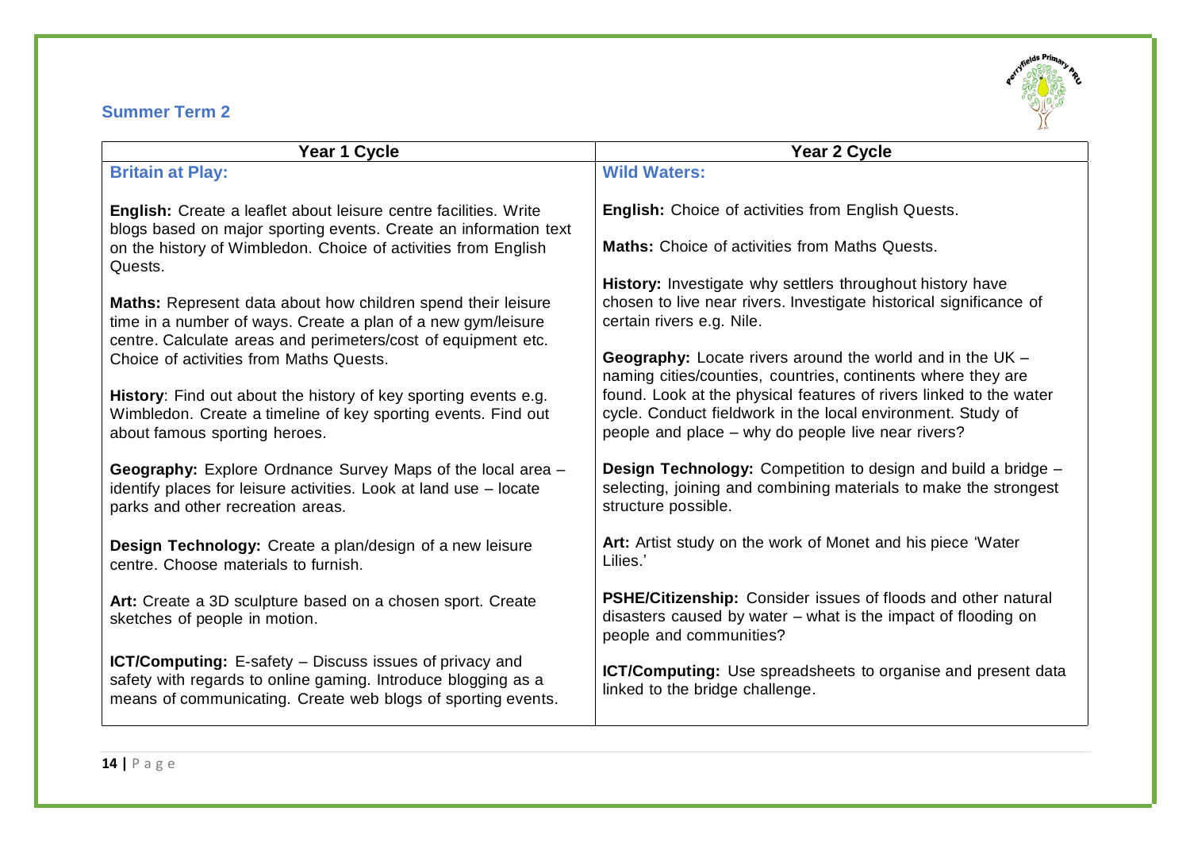## Summer Term 2

| Year 1 Cycle | Year 2 Cycle |
| --- | --- |
| **Britain at Play:** | **Wild Waters:** |
| **English:** Create a leaflet about leisure centre facilities. Write blogs based on major sporting events. Create an information text on the history of Wimbledon. Choice of activities from English Quests. | **English:** Choice of activities from English Quests. |
| **Maths:** Represent data about how children spend their leisure time in a number of ways. Create a plan of a new gym/leisure centre. Calculate areas and perimeters/cost of equipment etc. Choice of activities from Maths Quests. | **Maths:** Choice of activities from Maths Quests. |
| **History**: Find out about the history of key sporting events e.g. Wimbledon. Create a timeline of key sporting events. Find out about famous sporting heroes. | **History:** Investigate why settlers throughout history have chosen to live near rivers. Investigate historical significance of certain rivers e.g. Nile. |
| **Geography:** Explore Ordnance Survey Maps of the local area – identify places for leisure activities. Look at land use – locate parks and other recreation areas. | **Geography:** Locate rivers around the world and in the UK – naming cities/counties, countries, continents where they are found. Look at the physical features of rivers linked to the water cycle. Conduct fieldwork in the local environment. Study of people and place – why do people live near rivers? |
| **Design Technology:** Create a plan/design of a new leisure centre. Choose materials to furnish. | **Design Technology:** Competition to design and build a bridge – selecting, joining and combining materials to make the strongest structure possible. |
| **Art:** Create a 3D sculpture based on a chosen sport. Create sketches of people in motion. | **Art:** Artist study on the work of Monet and his piece 'Water Lilies.' |
| **ICT/Computing:** E-safety – Discuss issues of privacy and safety with regards to online gaming. Introduce blogging as a means of communicating. Create web blogs of sporting events. | **PSHE/Citizenship:** Consider issues of floods and other natural disasters caused by water – what is the impact of flooding on people and communities? |
| | **ICT/Computing:** Use spreadsheets to organise and present data linked to the bridge challenge. |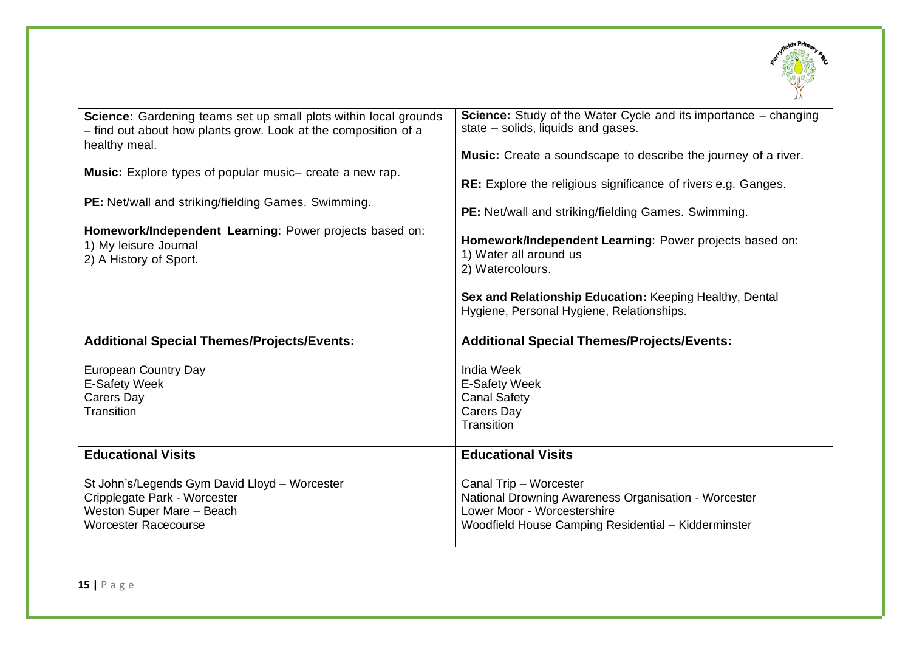| | |
|---|---|
| **Science:** Gardening teams set up small plots within local grounds – find out about how plants grow. Look at the composition of a healthy meal.<br><br>**Music:** Explore types of popular music– create a new rap.<br><br>**PE:** Net/wall and striking/fielding Games. Swimming.<br><br>**Homework/Independent Learning**: Power projects based on:<br>1) My leisure Journal<br>2) A History of Sport. | **Science:** Study of the Water Cycle and its importance – changing state – solids, liquids and gases.<br><br>**Music:** Create a soundscape to describe the journey of a river.<br><br>**RE:** Explore the religious significance of rivers e.g. Ganges.<br><br>**PE:** Net/wall and striking/fielding Games. Swimming.<br><br>**Homework/Independent Learning**: Power projects based on:<br>1) Water all around us<br>2) Watercolours.<br><br>**Sex and Relationship Education:** Keeping Healthy, Dental Hygiene, Personal Hygiene, Relationships. |
| **Additional Special Themes/Projects/Events:**<br><br>European Country Day<br>E-Safety Week<br>Carers Day<br>Transition | **Additional Special Themes/Projects/Events:**<br><br>India Week<br>E-Safety Week<br>Canal Safety<br>Carers Day<br>Transition |
| **Educational Visits**<br><br>St John's/Legends Gym David Lloyd – Worcester<br>Cripplegate Park - Worcester<br>Weston Super Mare – Beach<br>Worcester Racecourse | **Educational Visits**<br><br>Canal Trip – Worcester<br>National Drowning Awareness Organisation - Worcester<br>Lower Moor - Worcestershire<br>Woodfield House Camping Residential – Kidderminster |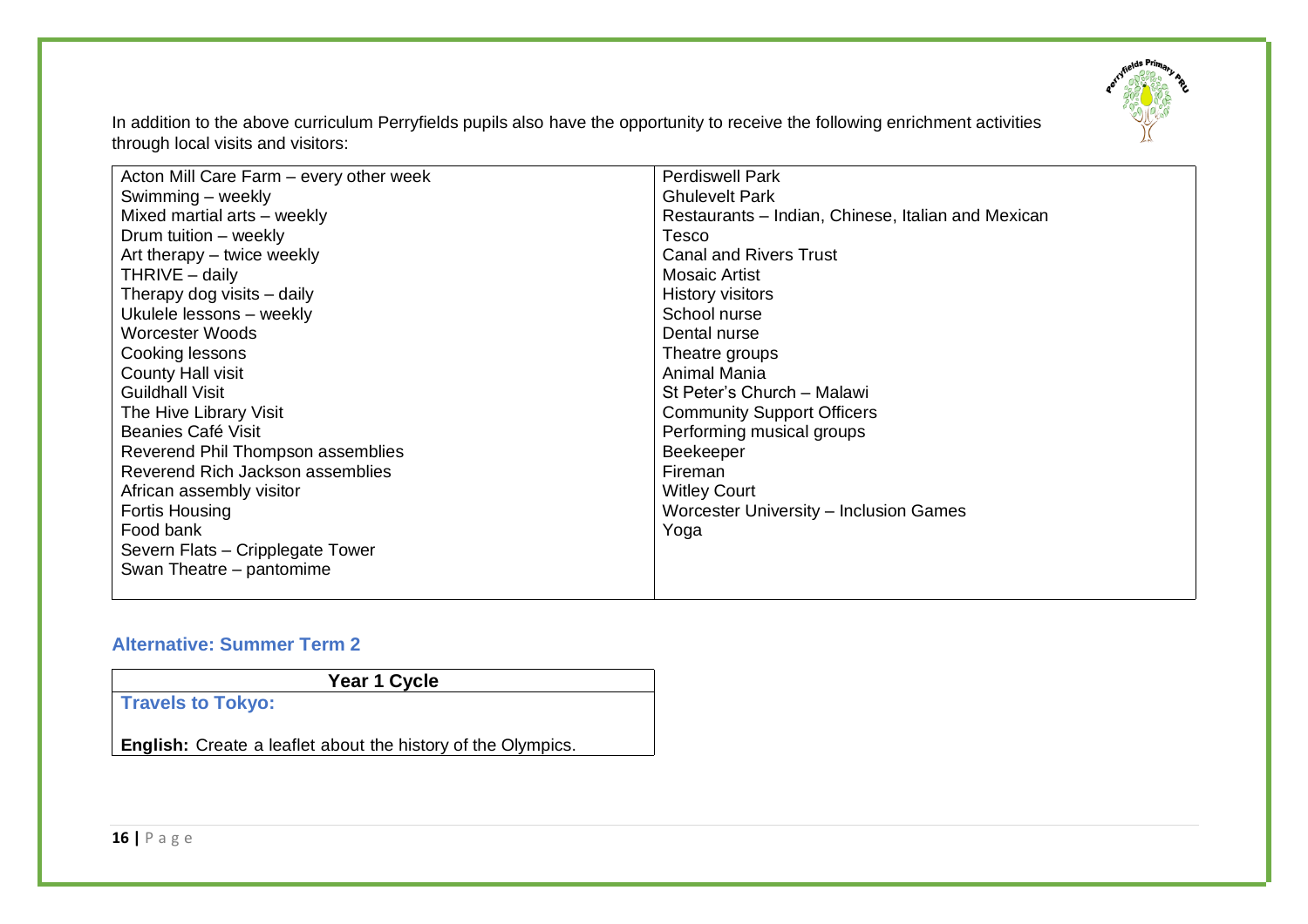In addition to the above curriculum Perryfields pupils also have the opportunity to receive the following enrichment activities through local visits and visitors:

| | |
|---|---|
| Acton Mill Care Farm – every other week | Perdiswell Park |
| Swimming – weekly | Ghulevelt Park |
| Mixed martial arts – weekly | Restaurants – Indian, Chinese, Italian and Mexican |
| Drum tuition – weekly | Tesco |
| Art therapy – twice weekly | Canal and Rivers Trust |
| THRIVE – daily | Mosaic Artist |
| Therapy dog visits – daily | History visitors |
| Ukulele lessons – weekly | School nurse |
| Worcester Woods | Dental nurse |
| Cooking lessons | Theatre groups |
| County Hall visit | Animal Mania |
| Guildhall Visit | St Peter's Church – Malawi |
| The Hive Library Visit | Community Support Officers |
| Beanies Café Visit | Performing musical groups |
| Reverend Phil Thompson assemblies | Beekeeper |
| Reverend Rich Jackson assemblies | Fireman |
| African assembly visitor | Witley Court |
| Fortis Housing | Worcester University – Inclusion Games |
| Food bank | Yoga |
| Severn Flats – Cripplegate Tower | |
| Swan Theatre – pantomime | |

## Alternative: Summer Term 2

| Year 1 Cycle |
|---|
| **Travels to Tokyo:**<br><br>**English:** Create a leaflet about the history of the Olympics. |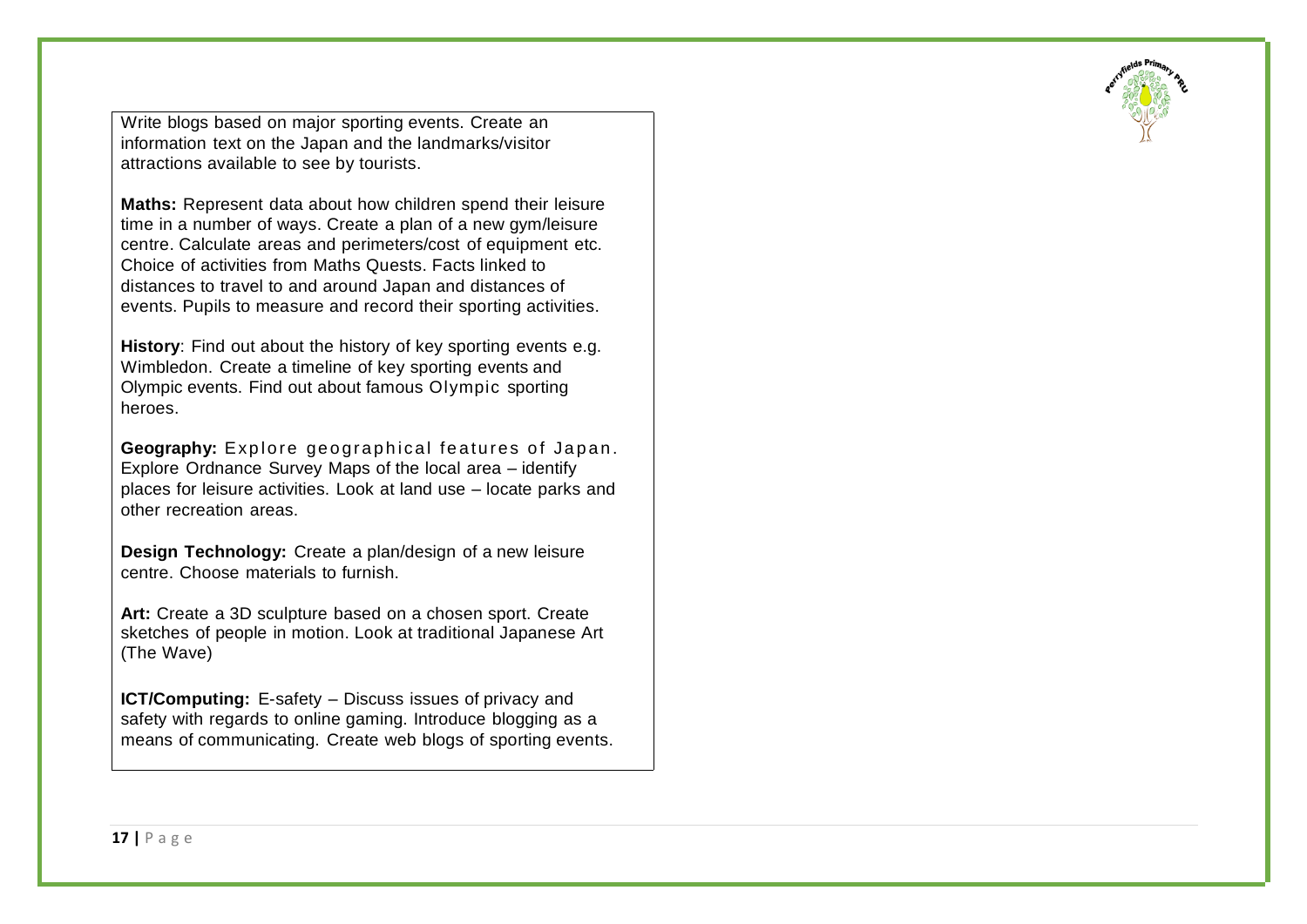Write blogs based on major sporting events. Create an information text on the Japan and the landmarks/visitor attractions available to see by tourists.

**Maths:** Represent data about how children spend their leisure time in a number of ways. Create a plan of a new gym/leisure centre. Calculate areas and perimeters/cost of equipment etc. Choice of activities from Maths Quests. Facts linked to distances to travel to and around Japan and distances of events. Pupils to measure and record their sporting activities.

**History**: Find out about the history of key sporting events e.g. Wimbledon. Create a timeline of key sporting events and Olympic events. Find out about famous Olympic sporting heroes.

**Geography:** Explore geographical features of Japan. Explore Ordnance Survey Maps of the local area – identify places for leisure activities. Look at land use – locate parks and other recreation areas.

**Design Technology:** Create a plan/design of a new leisure centre. Choose materials to furnish.

**Art:** Create a 3D sculpture based on a chosen sport. Create sketches of people in motion. Look at traditional Japanese Art (The Wave)

**ICT/Computing:** E-safety – Discuss issues of privacy and safety with regards to online gaming. Introduce blogging as a means of communicating. Create web blogs of sporting events.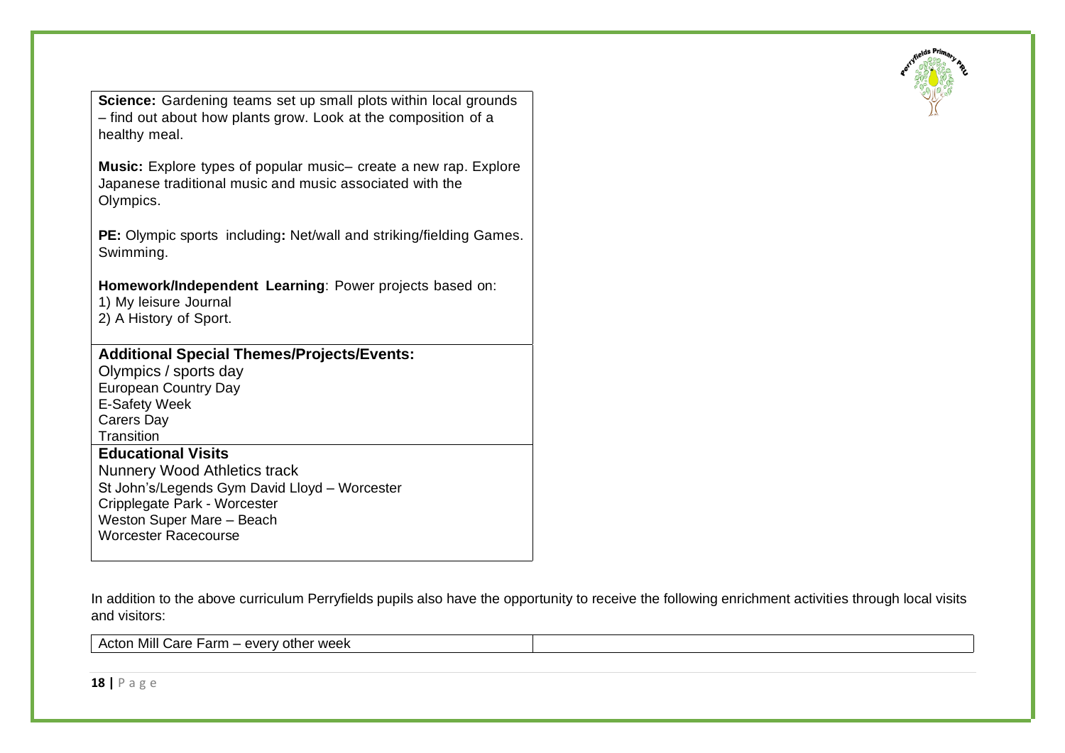**Science:** Gardening teams set up small plots within local grounds – find out about how plants grow. Look at the composition of a healthy meal.

**Music:** Explore types of popular music– create a new rap. Explore Japanese traditional music and music associated with the Olympics.

**PE:** Olympic sports including**:** Net/wall and striking/fielding Games. Swimming.

**Homework/Independent Learning**: Power projects based on:
1) My leisure Journal
2) A History of Sport.

**Additional Special Themes/Projects/Events:**

Olympics / sports day
European Country Day
E-Safety Week
Carers Day
Transition

**Educational Visits**

Nunnery Wood Athletics track
St John's/Legends Gym David Lloyd – Worcester
Cripplegate Park - Worcester
Weston Super Mare – Beach
Worcester Racecourse

In addition to the above curriculum Perryfields pupils also have the opportunity to receive the following enrichment activities through local visits and visitors:

| Acton Mill Care Farm – every other week | |
|---|---|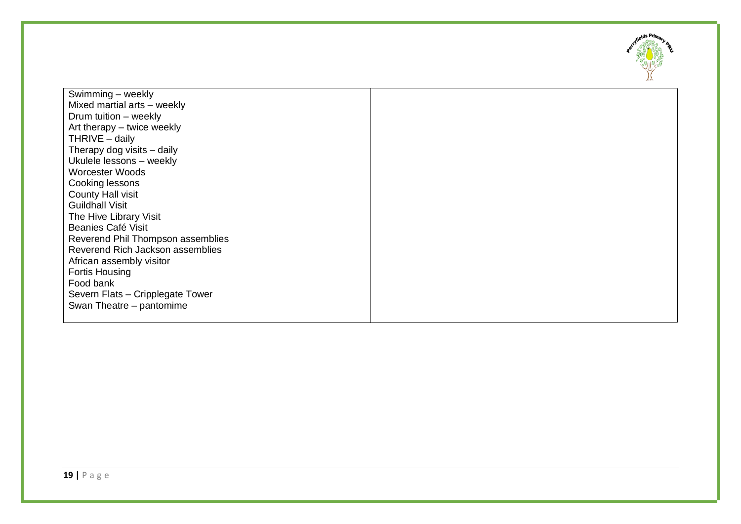| | |
|---|---|
| Swimming – weekly<br>Mixed martial arts – weekly<br>Drum tuition – weekly<br>Art therapy – twice weekly<br>THRIVE – daily<br>Therapy dog visits – daily<br>Ukulele lessons – weekly<br>Worcester Woods<br>Cooking lessons<br>County Hall visit<br>Guildhall Visit<br>The Hive Library Visit<br>Beanies Café Visit<br>Reverend Phil Thompson assemblies<br>Reverend Rich Jackson assemblies<br>African assembly visitor<br>Fortis Housing<br>Food bank<br>Severn Flats – Cripplegate Tower<br>Swan Theatre – pantomime | |